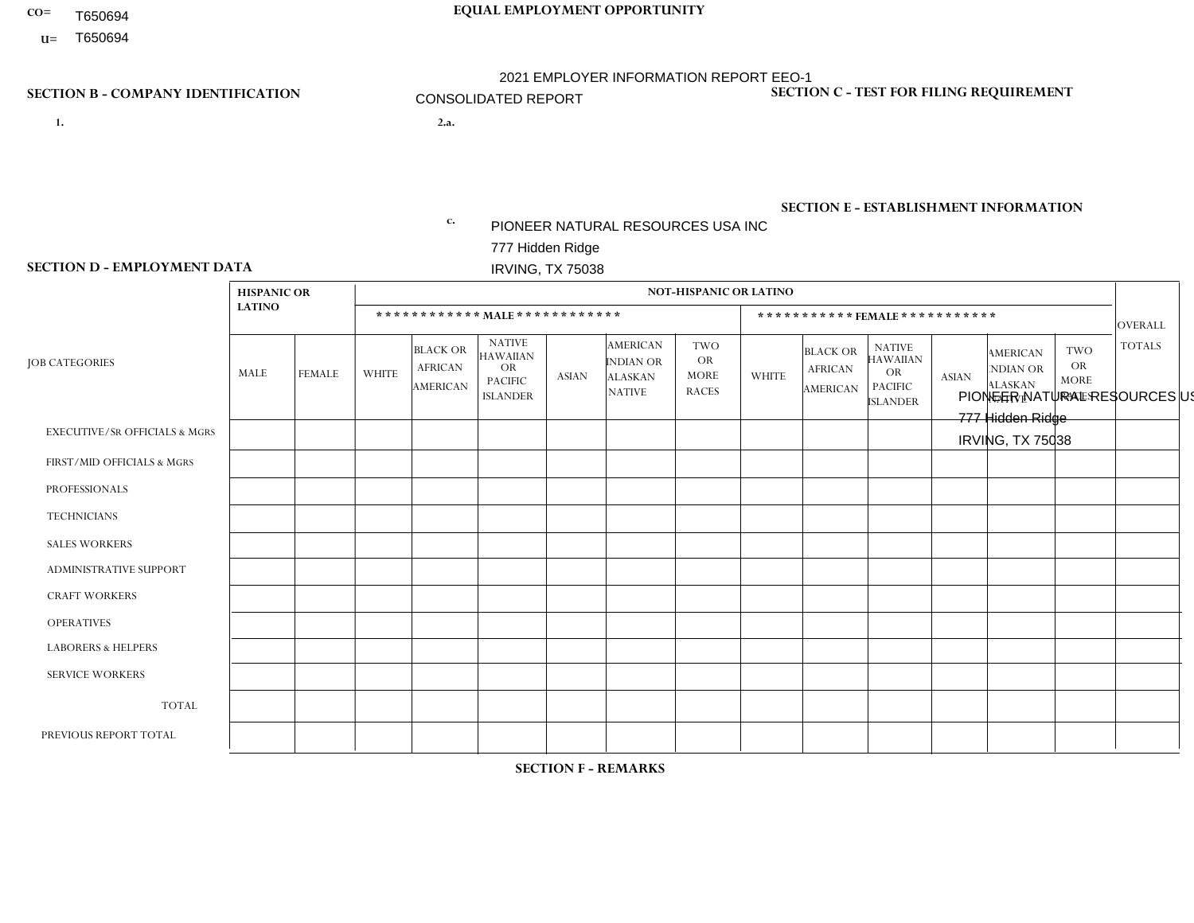CO= T650694

U= T650694

**EQUAL EMPLOYMENT OPPORTUNITY**

2021 EMPLOYER INFORMATION REPORT EEO-1

CONSOLIDATED REPORT

**SECTION B - COMPANY IDENTIFICATION**

1.

2.a.

c. PIONEER NATURAL RESOURCES USA INC
777 Hidden Ridge
IRVING, TX 75038

**SECTION C - TEST FOR FILING REQUIREMENT**

**SECTION E - ESTABLISHMENT INFORMATION**

PIONEER NATURAL RESOURCES USA INC
777 Hidden Ridge
IRVING, TX 75038

**SECTION D - EMPLOYMENT DATA**

| JOB CATEGORIES | HISPANIC OR LATINO | | NOT-HISPANIC OR LATINO | | | | | | | | | | | | OVERALL TOTALS |
|---|---|---|---|---|---|---|---|---|---|---|---|---|---|---|---|
| | | | MALE | | | | | | FEMALE | | | | | | |
| | MALE | FEMALE | WHITE | BLACK OR AFRICAN AMERICAN | NATIVE HAWAIIAN OR PACIFIC ISLANDER | ASIAN | AMERICAN INDIAN OR ALASKAN NATIVE | TWO OR MORE RACES | WHITE | BLACK OR AFRICAN AMERICAN | NATIVE HAWAIIAN OR PACIFIC ISLANDER | ASIAN | AMERICAN INDIAN OR ALASKAN NATIVE | TWO OR MORE RACES | |
| EXECUTIVE/SR OFFICIALS & MGRS | | | | | | | | | | | | | | | |
| FIRST/MID OFFICIALS & MGRS | | | | | | | | | | | | | | | |
| PROFESSIONALS | | | | | | | | | | | | | | | |
| TECHNICIANS | | | | | | | | | | | | | | | |
| SALES WORKERS | | | | | | | | | | | | | | | |
| ADMINISTRATIVE SUPPORT | | | | | | | | | | | | | | | |
| CRAFT WORKERS | | | | | | | | | | | | | | | |
| OPERATIVES | | | | | | | | | | | | | | | |
| LABORERS & HELPERS | | | | | | | | | | | | | | | |
| SERVICE WORKERS | | | | | | | | | | | | | | | |
| TOTAL | | | | | | | | | | | | | | | |
| PREVIOUS REPORT TOTAL | | | | | | | | | | | | | | | |

**SECTION F - REMARKS**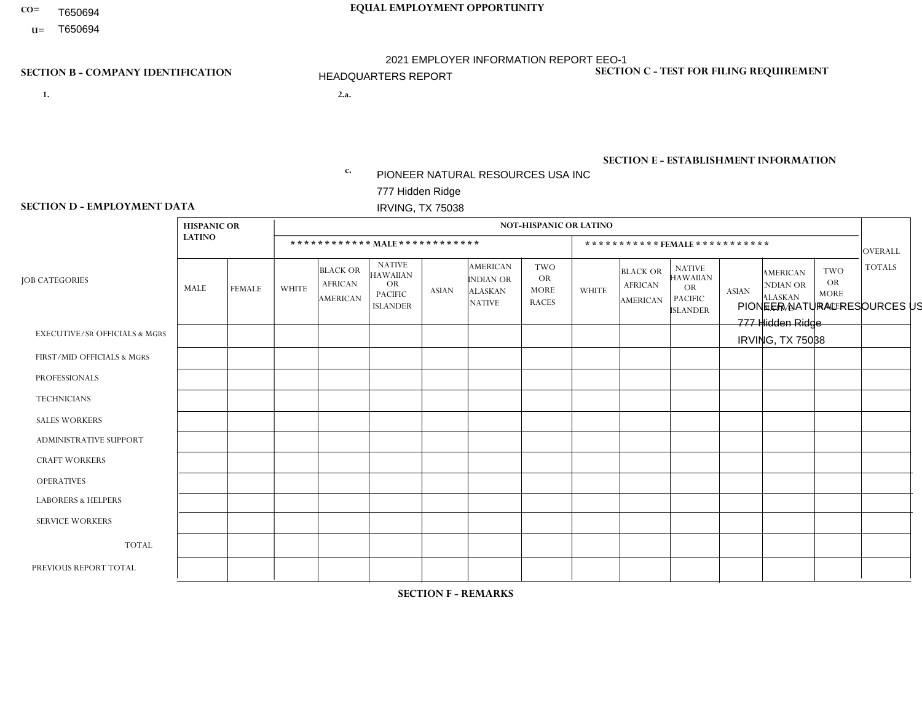CO= T650694

U= T650694

**EQUAL EMPLOYMENT OPPORTUNITY**

2021 EMPLOYER INFORMATION REPORT EEO-1

HEADQUARTERS REPORT

**SECTION B - COMPANY IDENTIFICATION**

1.

2.a.

c. PIONEER NATURAL RESOURCES USA INC
777 Hidden Ridge
IRVING, TX 75038

**SECTION C - TEST FOR FILING REQUIREMENT**

**SECTION E - ESTABLISHMENT INFORMATION**

PIONEER NATURAL RESOURCES USA INC
777 Hidden Ridge
IRVING, TX 75038

**SECTION D - EMPLOYMENT DATA**

| JOB CATEGORIES | HISPANIC OR LATINO | | NOT-HISPANIC OR LATINO | | | | | | | | | | | | OVERALL TOTALS |
|---|---|---|---|---|---|---|---|---|---|---|---|---|---|---|---|
| | | | MALE | | | | | | FEMALE | | | | | | |
| | MALE | FEMALE | WHITE | BLACK OR AFRICAN AMERICAN | NATIVE HAWAIIAN OR PACIFIC ISLANDER | ASIAN | AMERICAN INDIAN OR ALASKAN NATIVE | TWO OR MORE RACES | WHITE | BLACK OR AFRICAN AMERICAN | NATIVE HAWAIIAN OR PACIFIC ISLANDER | ASIAN | AMERICAN INDIAN OR ALASKAN NATIVE | TWO OR MORE RACES | |
| EXECUTIVE/SR OFFICIALS & MGRS | | | | | | | | | | | | | | | |
| FIRST/MID OFFICIALS & MGRS | | | | | | | | | | | | | | | |
| PROFESSIONALS | | | | | | | | | | | | | | | |
| TECHNICIANS | | | | | | | | | | | | | | | |
| SALES WORKERS | | | | | | | | | | | | | | | |
| ADMINISTRATIVE SUPPORT | | | | | | | | | | | | | | | |
| CRAFT WORKERS | | | | | | | | | | | | | | | |
| OPERATIVES | | | | | | | | | | | | | | | |
| LABORERS & HELPERS | | | | | | | | | | | | | | | |
| SERVICE WORKERS | | | | | | | | | | | | | | | |
| TOTAL | | | | | | | | | | | | | | | |
| PREVIOUS REPORT TOTAL | | | | | | | | | | | | | | | |

**SECTION F - REMARKS**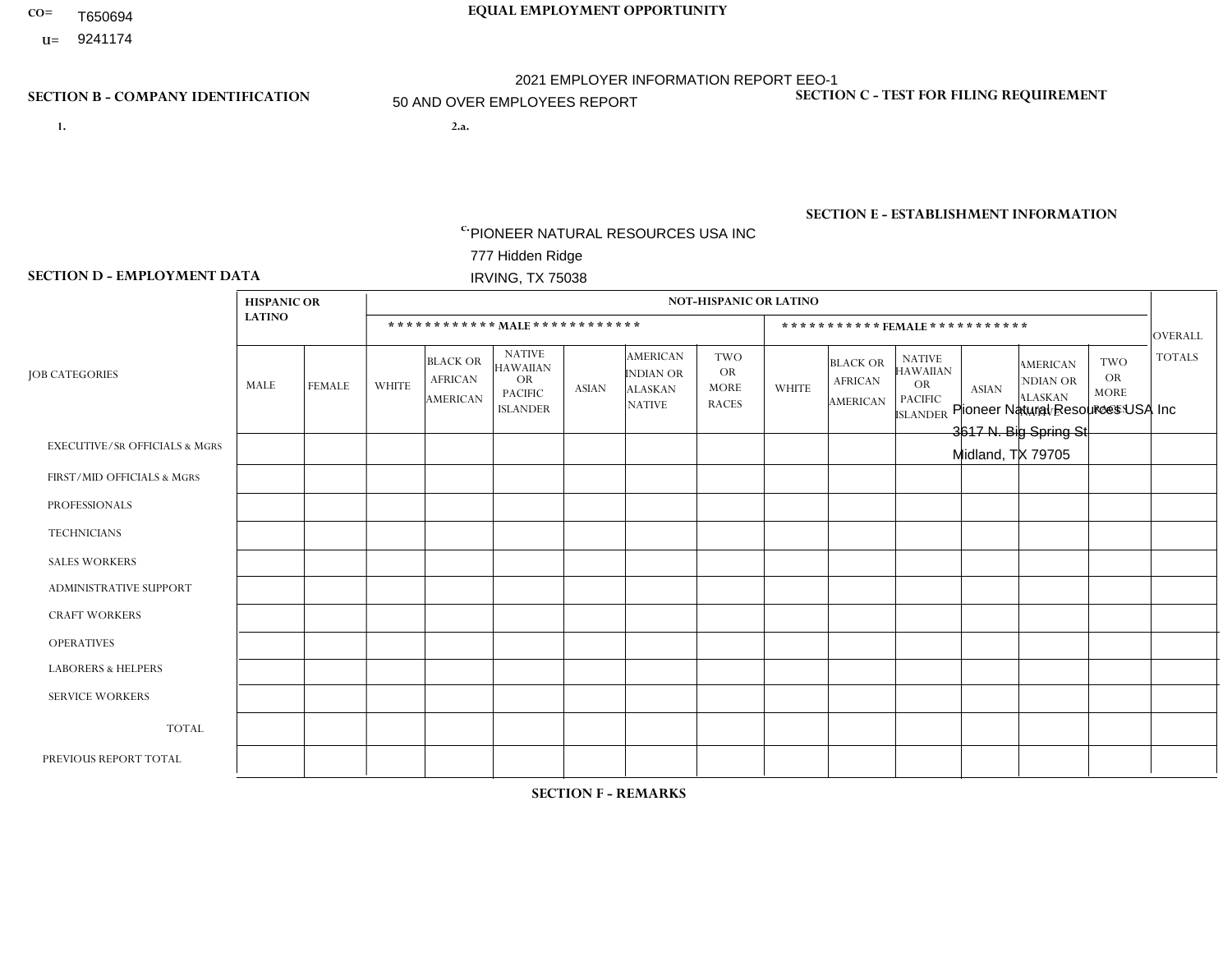CO= T650694

U= 9241174

**EQUAL EMPLOYMENT OPPORTUNITY**

2021 EMPLOYER INFORMATION REPORT EEO-1

50 AND OVER EMPLOYEES REPORT

**SECTION B - COMPANY IDENTIFICATION**

1.

2.a.

c. PIONEER NATURAL RESOURCES USA INC
777 Hidden Ridge
IRVING, TX 75038

**SECTION C - TEST FOR FILING REQUIREMENT**

**SECTION E - ESTABLISHMENT INFORMATION**

Pioneer Natural Resources USA Inc
3617 N. Big Spring St
Midland, TX 79705

**SECTION D - EMPLOYMENT DATA**

| JOB CATEGORIES | HISPANIC OR LATINO | | NOT-HISPANIC OR LATINO | | | | | | | | | | | | OVERALL TOTALS |
|---|---|---|---|---|---|---|---|---|---|---|---|---|---|---|---|
| | | | MALE | | | | | | FEMALE | | | | | | |
| | MALE | FEMALE | WHITE | BLACK OR AFRICAN AMERICAN | NATIVE HAWAIIAN OR PACIFIC ISLANDER | ASIAN | AMERICAN INDIAN OR ALASKAN NATIVE | TWO OR MORE RACES | WHITE | BLACK OR AFRICAN AMERICAN | NATIVE HAWAIIAN OR PACIFIC ISLANDER | ASIAN | AMERICAN INDIAN OR ALASKAN NATIVE | TWO OR MORE RACES | |
| EXECUTIVE/SR OFFICIALS & MGRS | | | | | | | | | | | | | | | |
| FIRST/MID OFFICIALS & MGRS | | | | | | | | | | | | | | | |
| PROFESSIONALS | | | | | | | | | | | | | | | |
| TECHNICIANS | | | | | | | | | | | | | | | |
| SALES WORKERS | | | | | | | | | | | | | | | |
| ADMINISTRATIVE SUPPORT | | | | | | | | | | | | | | | |
| CRAFT WORKERS | | | | | | | | | | | | | | | |
| OPERATIVES | | | | | | | | | | | | | | | |
| LABORERS & HELPERS | | | | | | | | | | | | | | | |
| SERVICE WORKERS | | | | | | | | | | | | | | | |
| TOTAL | | | | | | | | | | | | | | | |
| PREVIOUS REPORT TOTAL | | | | | | | | | | | | | | | |

**SECTION F - REMARKS**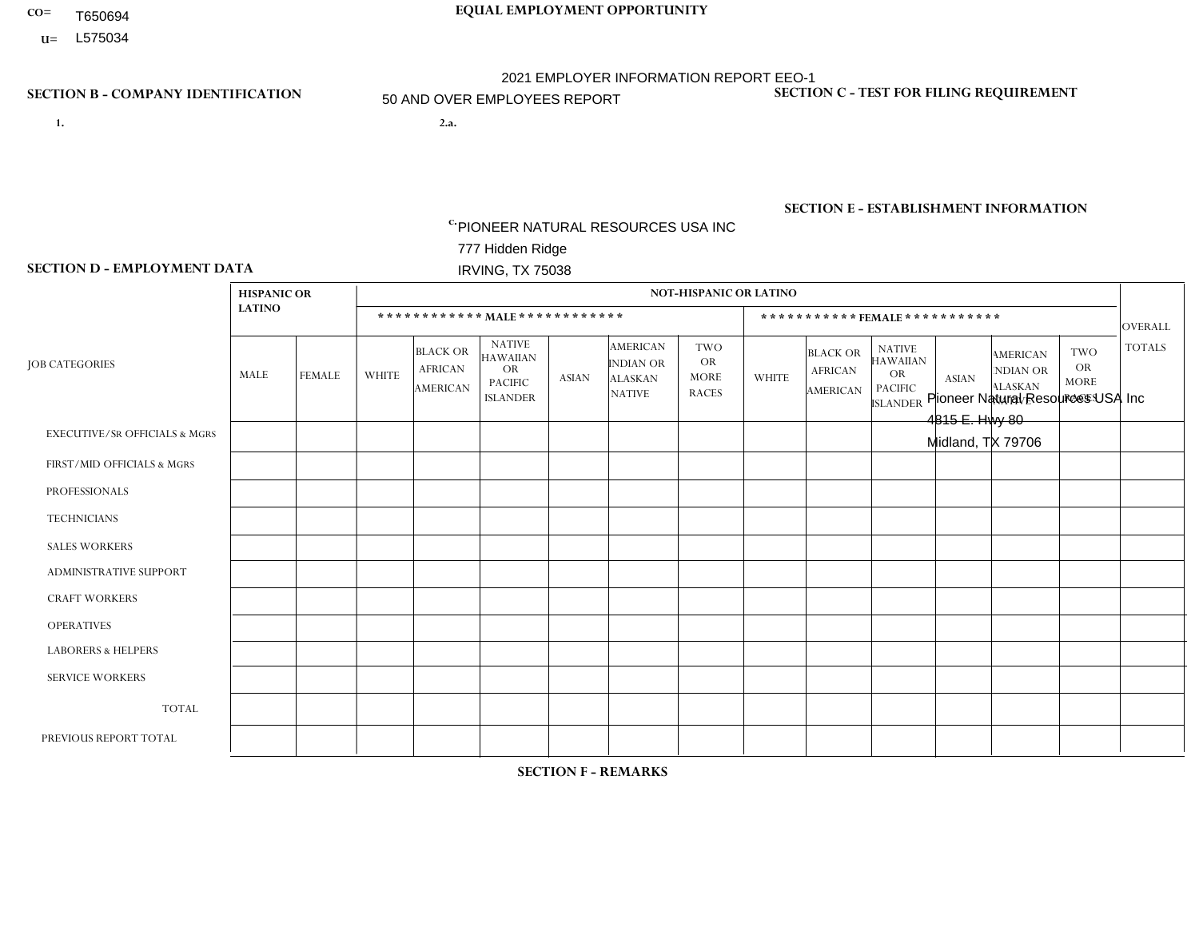CO= T650694

U= L575034

**EQUAL EMPLOYMENT OPPORTUNITY**

2021 EMPLOYER INFORMATION REPORT EEO-1

50 AND OVER EMPLOYEES REPORT

**SECTION B - COMPANY IDENTIFICATION**

1.

2.a.

c. PIONEER NATURAL RESOURCES USA INC
777 Hidden Ridge
IRVING, TX 75038

**SECTION C - TEST FOR FILING REQUIREMENT**

**SECTION E - ESTABLISHMENT INFORMATION**

Pioneer Natural Resources USA Inc
4815 E. Hwy 80
Midland, TX 79706

**SECTION D - EMPLOYMENT DATA**

| JOB CATEGORIES | HISPANIC OR LATINO | | NOT-HISPANIC OR LATINO | | | | | | | | | | | | OVERALL TOTALS |
|---|---|---|---|---|---|---|---|---|---|---|---|---|---|---|---|
| | | | MALE | | | | | | FEMALE | | | | | | |
| | MALE | FEMALE | WHITE | BLACK OR AFRICAN AMERICAN | NATIVE HAWAIIAN OR PACIFIC ISLANDER | ASIAN | AMERICAN INDIAN OR ALASKAN NATIVE | TWO OR MORE RACES | WHITE | BLACK OR AFRICAN AMERICAN | NATIVE HAWAIIAN OR PACIFIC ISLANDER | ASIAN | AMERICAN INDIAN OR ALASKAN NATIVE | TWO OR MORE RACES | |
| EXECUTIVE/SR OFFICIALS & MGRS | | | | | | | | | | | | | | | |
| FIRST/MID OFFICIALS & MGRS | | | | | | | | | | | | | | | |
| PROFESSIONALS | | | | | | | | | | | | | | | |
| TECHNICIANS | | | | | | | | | | | | | | | |
| SALES WORKERS | | | | | | | | | | | | | | | |
| ADMINISTRATIVE SUPPORT | | | | | | | | | | | | | | | |
| CRAFT WORKERS | | | | | | | | | | | | | | | |
| OPERATIVES | | | | | | | | | | | | | | | |
| LABORERS & HELPERS | | | | | | | | | | | | | | | |
| SERVICE WORKERS | | | | | | | | | | | | | | | |
| TOTAL | | | | | | | | | | | | | | | |
| PREVIOUS REPORT TOTAL | | | | | | | | | | | | | | | |

**SECTION F - REMARKS**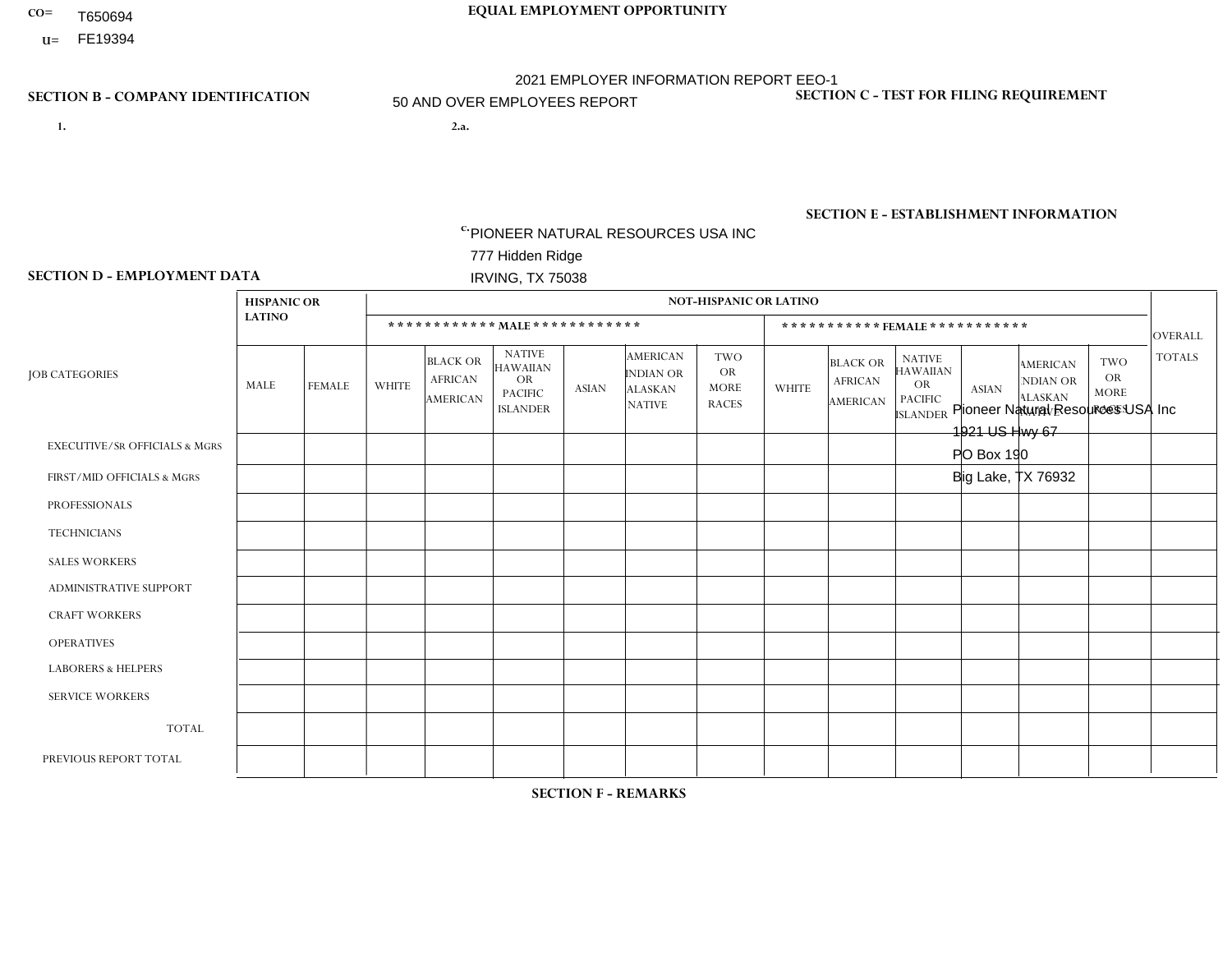CO= T650694
U= FE19394

**EQUAL EMPLOYMENT OPPORTUNITY**

2021 EMPLOYER INFORMATION REPORT EEO-1

50 AND OVER EMPLOYEES REPORT

**SECTION B - COMPANY IDENTIFICATION**

1.

2.a.

c. PIONEER NATURAL RESOURCES USA INC
777 Hidden Ridge
IRVING, TX 75038

**SECTION C - TEST FOR FILING REQUIREMENT**

**SECTION E - ESTABLISHMENT INFORMATION**

Pioneer Natural Resources USA Inc
1921 US Hwy 67
PO Box 190
Big Lake, TX 76932

**SECTION D - EMPLOYMENT DATA**

| JOB CATEGORIES | HISPANIC OR LATINO | | NOT-HISPANIC OR LATINO | | | | | | | | | | | | OVERALL TOTALS |
|---|---|---|---|---|---|---|---|---|---|---|---|---|---|---|---|
| | | | MALE | | | | | | FEMALE | | | | | | |
| | MALE | FEMALE | WHITE | BLACK OR AFRICAN AMERICAN | NATIVE HAWAIIAN OR PACIFIC ISLANDER | ASIAN | AMERICAN INDIAN OR ALASKAN NATIVE | TWO OR MORE RACES | WHITE | BLACK OR AFRICAN AMERICAN | NATIVE HAWAIIAN OR PACIFIC ISLANDER | ASIAN | AMERICAN INDIAN OR ALASKAN NATIVE | TWO OR MORE RACES | |
| EXECUTIVE/SR OFFICIALS & MGRS | | | | | | | | | | | | | | | |
| FIRST/MID OFFICIALS & MGRS | | | | | | | | | | | | | | | |
| PROFESSIONALS | | | | | | | | | | | | | | | |
| TECHNICIANS | | | | | | | | | | | | | | | |
| SALES WORKERS | | | | | | | | | | | | | | | |
| ADMINISTRATIVE SUPPORT | | | | | | | | | | | | | | | |
| CRAFT WORKERS | | | | | | | | | | | | | | | |
| OPERATIVES | | | | | | | | | | | | | | | |
| LABORERS & HELPERS | | | | | | | | | | | | | | | |
| SERVICE WORKERS | | | | | | | | | | | | | | | |
| TOTAL | | | | | | | | | | | | | | | |
| PREVIOUS REPORT TOTAL | | | | | | | | | | | | | | | |

**SECTION F - REMARKS**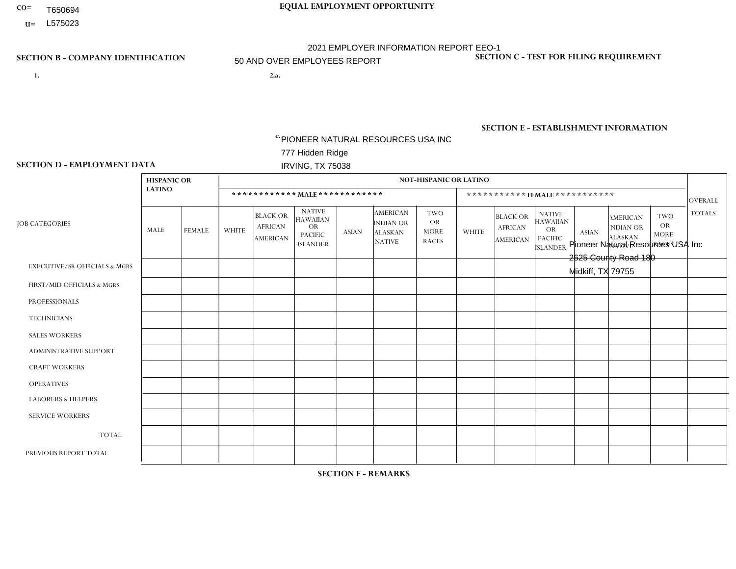CO= T650694

U= L575023

**EQUAL EMPLOYMENT OPPORTUNITY**

2021 EMPLOYER INFORMATION REPORT EEO-1

50 AND OVER EMPLOYEES REPORT

**SECTION B - COMPANY IDENTIFICATION**

**SECTION C - TEST FOR FILING REQUIREMENT**

1.

2.a.

c. PIONEER NATURAL RESOURCES USA INC
777 Hidden Ridge
IRVING, TX 75038

**SECTION E - ESTABLISHMENT INFORMATION**

Pioneer Natural Resources USA Inc
2625 County Road 180
Midkiff, TX 79755

**SECTION D - EMPLOYMENT DATA**

| JOB CATEGORIES | HISPANIC OR LATINO | | NOT-HISPANIC OR LATINO | | | | | | | | | | | | OVERALL TOTALS |
|---|---|---|---|---|---|---|---|---|---|---|---|---|---|---|---|
| | | | MALE | | | | | | FEMALE | | | | | | |
| | MALE | FEMALE | WHITE | BLACK OR AFRICAN AMERICAN | NATIVE HAWAIIAN OR PACIFIC ISLANDER | ASIAN | AMERICAN INDIAN OR ALASKAN NATIVE | TWO OR MORE RACES | WHITE | BLACK OR AFRICAN AMERICAN | NATIVE HAWAIIAN OR PACIFIC ISLANDER | ASIAN | AMERICAN INDIAN OR ALASKAN NATIVE | TWO OR MORE RACES | |
| EXECUTIVE/Sr OFFICIALS & MGRS | | | | | | | | | | | | | | | |
| FIRST/MID OFFICIALS & MGRS | | | | | | | | | | | | | | | |
| PROFESSIONALS | | | | | | | | | | | | | | | |
| TECHNICIANS | | | | | | | | | | | | | | | |
| SALES WORKERS | | | | | | | | | | | | | | | |
| ADMINISTRATIVE SUPPORT | | | | | | | | | | | | | | | |
| CRAFT WORKERS | | | | | | | | | | | | | | | |
| OPERATIVES | | | | | | | | | | | | | | | |
| LABORERS & HELPERS | | | | | | | | | | | | | | | |
| SERVICE WORKERS | | | | | | | | | | | | | | | |
| TOTAL | | | | | | | | | | | | | | | |
| PREVIOUS REPORT TOTAL | | | | | | | | | | | | | | | |

**SECTION F - REMARKS**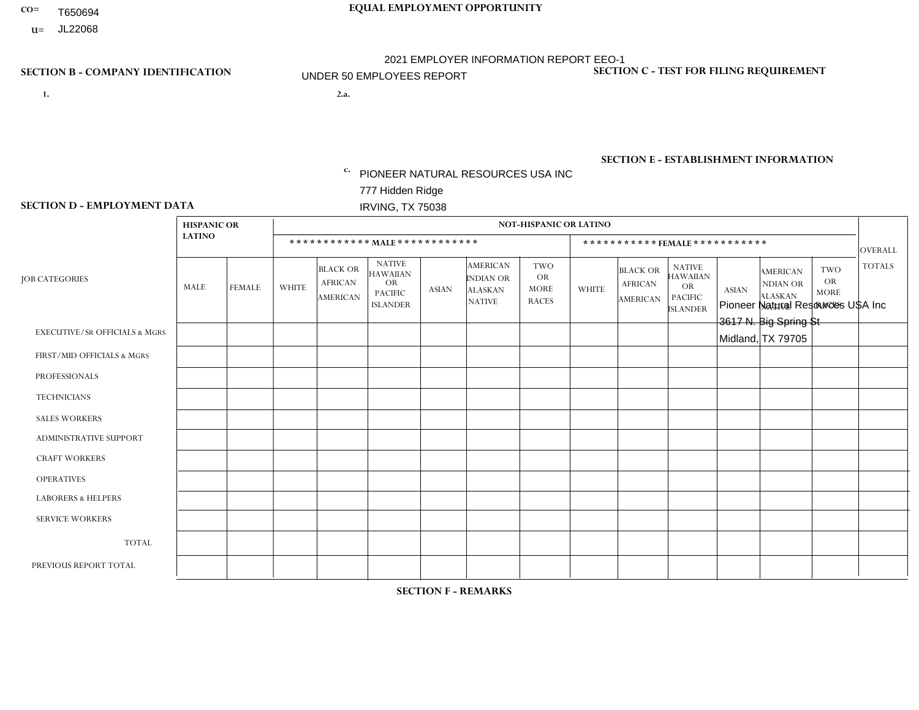CO= T650694

U= JL22068

**EQUAL EMPLOYMENT OPPORTUNITY**

2021 EMPLOYER INFORMATION REPORT EEO-1

UNDER 50 EMPLOYEES REPORT

**SECTION B - COMPANY IDENTIFICATION**

1.

2.a.

c. PIONEER NATURAL RESOURCES USA INC
777 Hidden Ridge
IRVING, TX 75038

**SECTION C - TEST FOR FILING REQUIREMENT**

**SECTION E - ESTABLISHMENT INFORMATION**

Pioneer Natural Resources USA Inc
3617 N. Big Spring St
Midland, TX 79705

**SECTION D - EMPLOYMENT DATA**

| JOB CATEGORIES | HISPANIC OR LATINO | | NOT-HISPANIC OR LATINO | | | | | | | | | | | | OVERALL TOTALS |
|---|---|---|---|---|---|---|---|---|---|---|---|---|---|---|---|
| | | | MALE | | | | | | FEMALE | | | | | | |
| | MALE | FEMALE | WHITE | BLACK OR AFRICAN AMERICAN | NATIVE HAWAIIAN OR PACIFIC ISLANDER | ASIAN | AMERICAN INDIAN OR ALASKAN NATIVE | TWO OR MORE RACES | WHITE | BLACK OR AFRICAN AMERICAN | NATIVE HAWAIIAN OR PACIFIC ISLANDER | ASIAN | AMERICAN INDIAN OR ALASKAN NATIVE | TWO OR MORE RACES | |
| EXECUTIVE/SR OFFICIALS & MGRS | | | | | | | | | | | | | | | |
| FIRST/MID OFFICIALS & MGRS | | | | | | | | | | | | | | | |
| PROFESSIONALS | | | | | | | | | | | | | | | |
| TECHNICIANS | | | | | | | | | | | | | | | |
| SALES WORKERS | | | | | | | | | | | | | | | |
| ADMINISTRATIVE SUPPORT | | | | | | | | | | | | | | | |
| CRAFT WORKERS | | | | | | | | | | | | | | | |
| OPERATIVES | | | | | | | | | | | | | | | |
| LABORERS & HELPERS | | | | | | | | | | | | | | | |
| SERVICE WORKERS | | | | | | | | | | | | | | | |
| TOTAL | | | | | | | | | | | | | | | |
| PREVIOUS REPORT TOTAL | | | | | | | | | | | | | | | |

**SECTION F - REMARKS**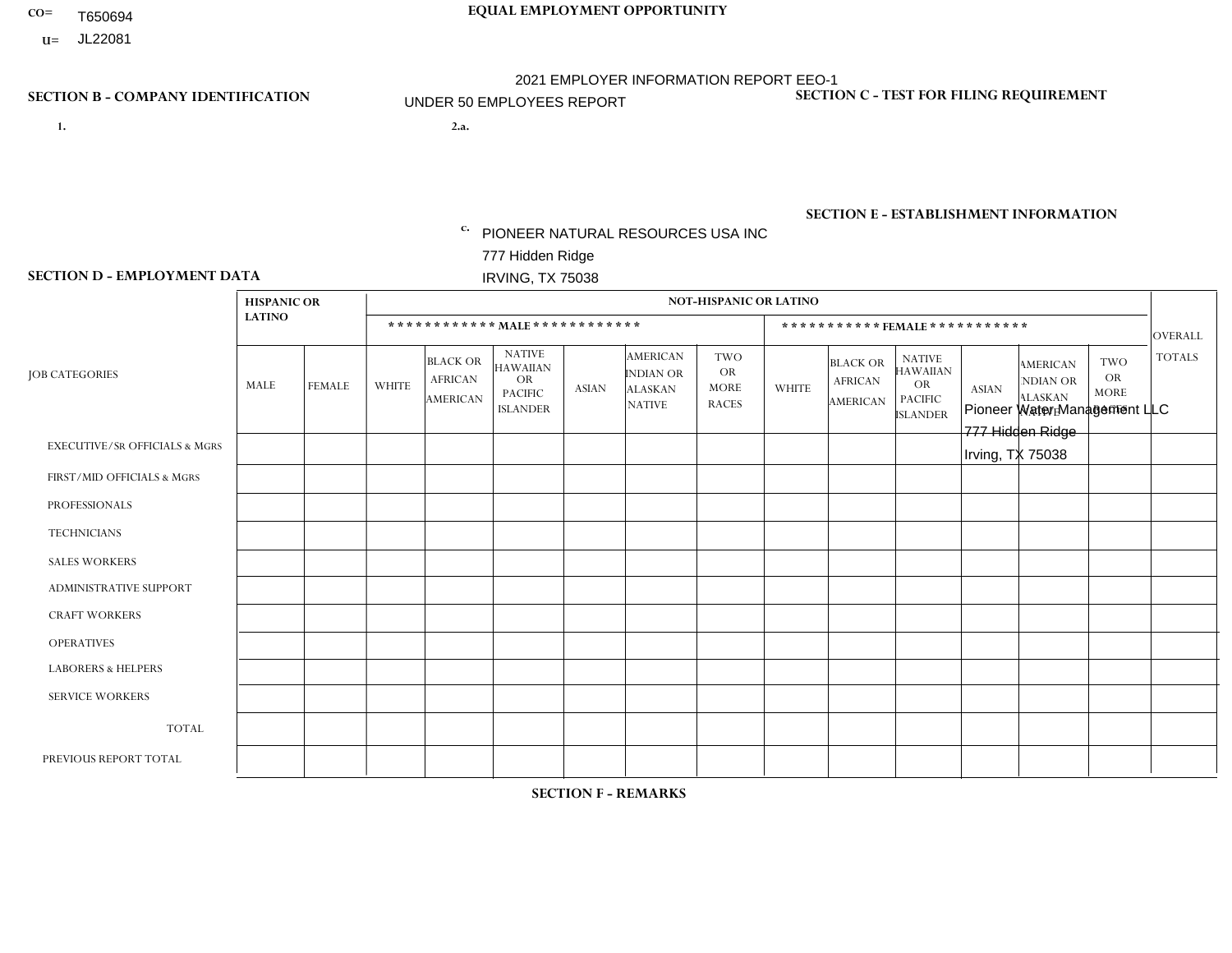CO= T650694

U= JL22081

**EQUAL EMPLOYMENT OPPORTUNITY**

2021 EMPLOYER INFORMATION REPORT EEO-1

UNDER 50 EMPLOYEES REPORT

**SECTION B - COMPANY IDENTIFICATION**

1.

2.a.

c. PIONEER NATURAL RESOURCES USA INC
777 Hidden Ridge
IRVING, TX 75038

**SECTION C - TEST FOR FILING REQUIREMENT**

**SECTION E - ESTABLISHMENT INFORMATION**

Pioneer Water Management LLC
777 Hidden Ridge
Irving, TX 75038

**SECTION D - EMPLOYMENT DATA**

| JOB CATEGORIES | HISPANIC OR LATINO | | NOT-HISPANIC OR LATINO | | | | | | | | | | | | OVERALL TOTALS |
|---|---|---|---|---|---|---|---|---|---|---|---|---|---|---|---|
| | | | MALE | | | | | | FEMALE | | | | | | |
| | MALE | FEMALE | WHITE | BLACK OR AFRICAN AMERICAN | NATIVE HAWAIIAN OR PACIFIC ISLANDER | ASIAN | AMERICAN INDIAN OR ALASKAN NATIVE | TWO OR MORE RACES | WHITE | BLACK OR AFRICAN AMERICAN | NATIVE HAWAIIAN OR PACIFIC ISLANDER | ASIAN | AMERICAN INDIAN OR ALASKAN NATIVE | TWO OR MORE RACES | |
| EXECUTIVE/SR OFFICIALS & MGRS | | | | | | | | | | | | | | | |
| FIRST/MID OFFICIALS & MGRS | | | | | | | | | | | | | | | |
| PROFESSIONALS | | | | | | | | | | | | | | | |
| TECHNICIANS | | | | | | | | | | | | | | | |
| SALES WORKERS | | | | | | | | | | | | | | | |
| ADMINISTRATIVE SUPPORT | | | | | | | | | | | | | | | |
| CRAFT WORKERS | | | | | | | | | | | | | | | |
| OPERATIVES | | | | | | | | | | | | | | | |
| LABORERS & HELPERS | | | | | | | | | | | | | | | |
| SERVICE WORKERS | | | | | | | | | | | | | | | |
| TOTAL | | | | | | | | | | | | | | | |
| PREVIOUS REPORT TOTAL | | | | | | | | | | | | | | | |

**SECTION F - REMARKS**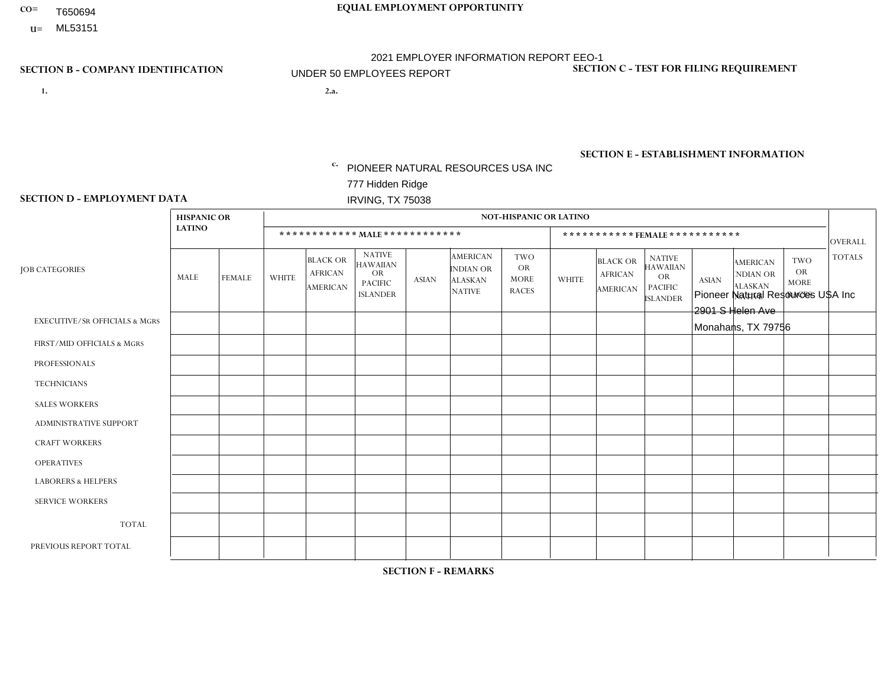CO= T650694

U= ML53151

**EQUAL EMPLOYMENT OPPORTUNITY**

2021 EMPLOYER INFORMATION REPORT EEO-1

UNDER 50 EMPLOYEES REPORT

**SECTION B - COMPANY IDENTIFICATION**

1.

2.a.

c. PIONEER NATURAL RESOURCES USA INC
777 Hidden Ridge
IRVING, TX 75038

**SECTION C - TEST FOR FILING REQUIREMENT**

**SECTION E - ESTABLISHMENT INFORMATION**

Pioneer Natural Resources USA Inc
2901 S Helen Ave
Monahans, TX 79756

**SECTION D - EMPLOYMENT DATA**

| JOB CATEGORIES | HISPANIC OR LATINO | | NOT-HISPANIC OR LATINO | | | | | | | | | | | | OVERALL TOTALS |
|---|---|---|---|---|---|---|---|---|---|---|---|---|---|---|---|
| | | | *********** MALE *********** | | | | | | *********** FEMALE *********** | | | | | | |
| | MALE | FEMALE | WHITE | BLACK OR AFRICAN AMERICAN | NATIVE HAWAIIAN OR PACIFIC ISLANDER | ASIAN | AMERICAN INDIAN OR ALASKAN NATIVE | TWO OR MORE RACES | WHITE | BLACK OR AFRICAN AMERICAN | NATIVE HAWAIIAN OR PACIFIC ISLANDER | ASIAN | AMERICAN INDIAN OR ALASKAN NATIVE | TWO OR MORE RACES | |
| EXECUTIVE/SR OFFICIALS & MGRS | | | | | | | | | | | | | | | |
| FIRST/MID OFFICIALS & MGRS | | | | | | | | | | | | | | | |
| PROFESSIONALS | | | | | | | | | | | | | | | |
| TECHNICIANS | | | | | | | | | | | | | | | |
| SALES WORKERS | | | | | | | | | | | | | | | |
| ADMINISTRATIVE SUPPORT | | | | | | | | | | | | | | | |
| CRAFT WORKERS | | | | | | | | | | | | | | | |
| OPERATIVES | | | | | | | | | | | | | | | |
| LABORERS & HELPERS | | | | | | | | | | | | | | | |
| SERVICE WORKERS | | | | | | | | | | | | | | | |
| TOTAL | | | | | | | | | | | | | | | |
| PREVIOUS REPORT TOTAL | | | | | | | | | | | | | | | |

**SECTION F - REMARKS**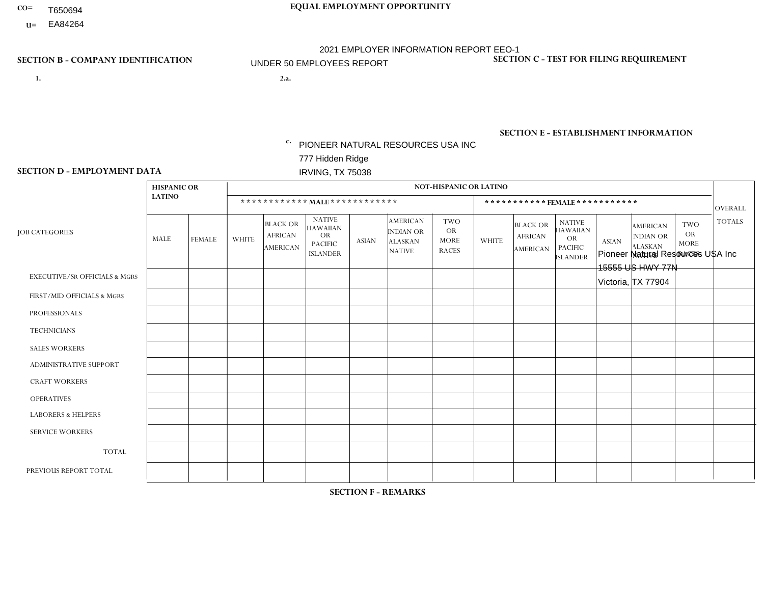CO= T650694

U= EA84264

**EQUAL EMPLOYMENT OPPORTUNITY**

2021 EMPLOYER INFORMATION REPORT EEO-1

UNDER 50 EMPLOYEES REPORT

**SECTION B - COMPANY IDENTIFICATION**

1.

2.a.

c. PIONEER NATURAL RESOURCES USA INC
777 Hidden Ridge
IRVING, TX 75038

**SECTION C - TEST FOR FILING REQUIREMENT**

**SECTION E - ESTABLISHMENT INFORMATION**

Pioneer Natural Resources USA Inc
15555 US HWY 77N
Victoria, TX 77904

**SECTION D - EMPLOYMENT DATA**

| JOB CATEGORIES | HISPANIC OR LATINO | | NOT-HISPANIC OR LATINO | | | | | | | | | | | | OVERALL TOTALS |
|---|---|---|---|---|---|---|---|---|---|---|---|---|---|---|---|
| | | | MALE | | | | | | FEMALE | | | | | | |
| | MALE | FEMALE | WHITE | BLACK OR AFRICAN AMERICAN | NATIVE HAWAIIAN OR PACIFIC ISLANDER | ASIAN | AMERICAN INDIAN OR ALASKAN NATIVE | TWO OR MORE RACES | WHITE | BLACK OR AFRICAN AMERICAN | NATIVE HAWAIIAN OR PACIFIC ISLANDER | ASIAN | AMERICAN INDIAN OR ALASKAN NATIVE | TWO OR MORE RACES | |
| EXECUTIVE/SR OFFICIALS & MGRS | | | | | | | | | | | | | | | |
| FIRST/MID OFFICIALS & MGRS | | | | | | | | | | | | | | | |
| PROFESSIONALS | | | | | | | | | | | | | | | |
| TECHNICIANS | | | | | | | | | | | | | | | |
| SALES WORKERS | | | | | | | | | | | | | | | |
| ADMINISTRATIVE SUPPORT | | | | | | | | | | | | | | | |
| CRAFT WORKERS | | | | | | | | | | | | | | | |
| OPERATIVES | | | | | | | | | | | | | | | |
| LABORERS & HELPERS | | | | | | | | | | | | | | | |
| SERVICE WORKERS | | | | | | | | | | | | | | | |
| TOTAL | | | | | | | | | | | | | | | |
| PREVIOUS REPORT TOTAL | | | | | | | | | | | | | | | |

**SECTION F - REMARKS**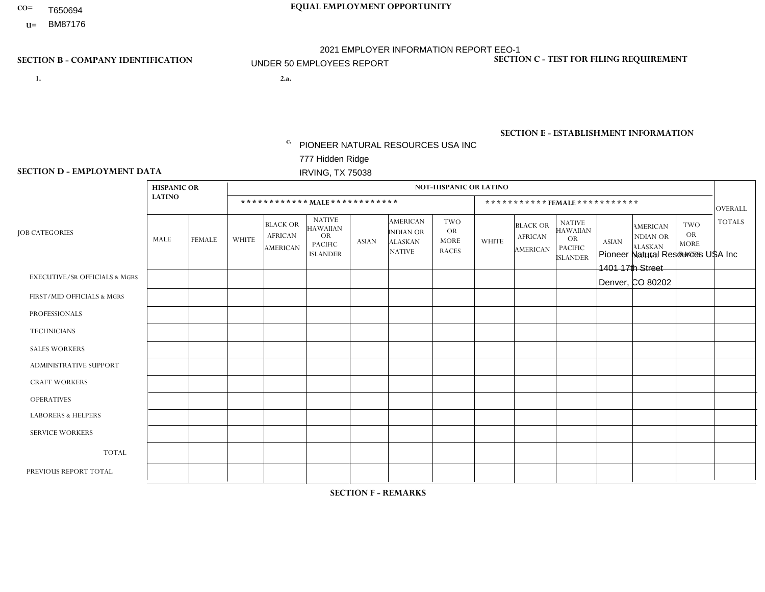CO= T650694

U= BM87176

**EQUAL EMPLOYMENT OPPORTUNITY**

2021 EMPLOYER INFORMATION REPORT EEO-1

UNDER 50 EMPLOYEES REPORT

**SECTION B - COMPANY IDENTIFICATION**

1.

2.a.

c. PIONEER NATURAL RESOURCES USA INC
777 Hidden Ridge
IRVING, TX 75038

**SECTION C - TEST FOR FILING REQUIREMENT**

**SECTION E - ESTABLISHMENT INFORMATION**

Pioneer Natural Resources USA Inc
1401 17th Street
Denver, CO 80202

**SECTION D - EMPLOYMENT DATA**

| JOB CATEGORIES | HISPANIC OR LATINO | | NOT-HISPANIC OR LATINO | | | | | | | | | | | | OVERALL TOTALS |
|---|---|---|---|---|---|---|---|---|---|---|---|---|---|---|---|
| | | | MALE | | | | | | FEMALE | | | | | | |
| | MALE | FEMALE | WHITE | BLACK OR AFRICAN AMERICAN | NATIVE HAWAIIAN OR PACIFIC ISLANDER | ASIAN | AMERICAN INDIAN OR ALASKAN NATIVE | TWO OR MORE RACES | WHITE | BLACK OR AFRICAN AMERICAN | NATIVE HAWAIIAN OR PACIFIC ISLANDER | ASIAN | AMERICAN INDIAN OR ALASKAN NATIVE | TWO OR MORE RACES | |
| EXECUTIVE/SR OFFICIALS & MGRS | | | | | | | | | | | | | | | |
| FIRST/MID OFFICIALS & MGRS | | | | | | | | | | | | | | | |
| PROFESSIONALS | | | | | | | | | | | | | | | |
| TECHNICIANS | | | | | | | | | | | | | | | |
| SALES WORKERS | | | | | | | | | | | | | | | |
| ADMINISTRATIVE SUPPORT | | | | | | | | | | | | | | | |
| CRAFT WORKERS | | | | | | | | | | | | | | | |
| OPERATIVES | | | | | | | | | | | | | | | |
| LABORERS & HELPERS | | | | | | | | | | | | | | | |
| SERVICE WORKERS | | | | | | | | | | | | | | | |
| TOTAL | | | | | | | | | | | | | | | |
| PREVIOUS REPORT TOTAL | | | | | | | | | | | | | | | |

**SECTION F - REMARKS**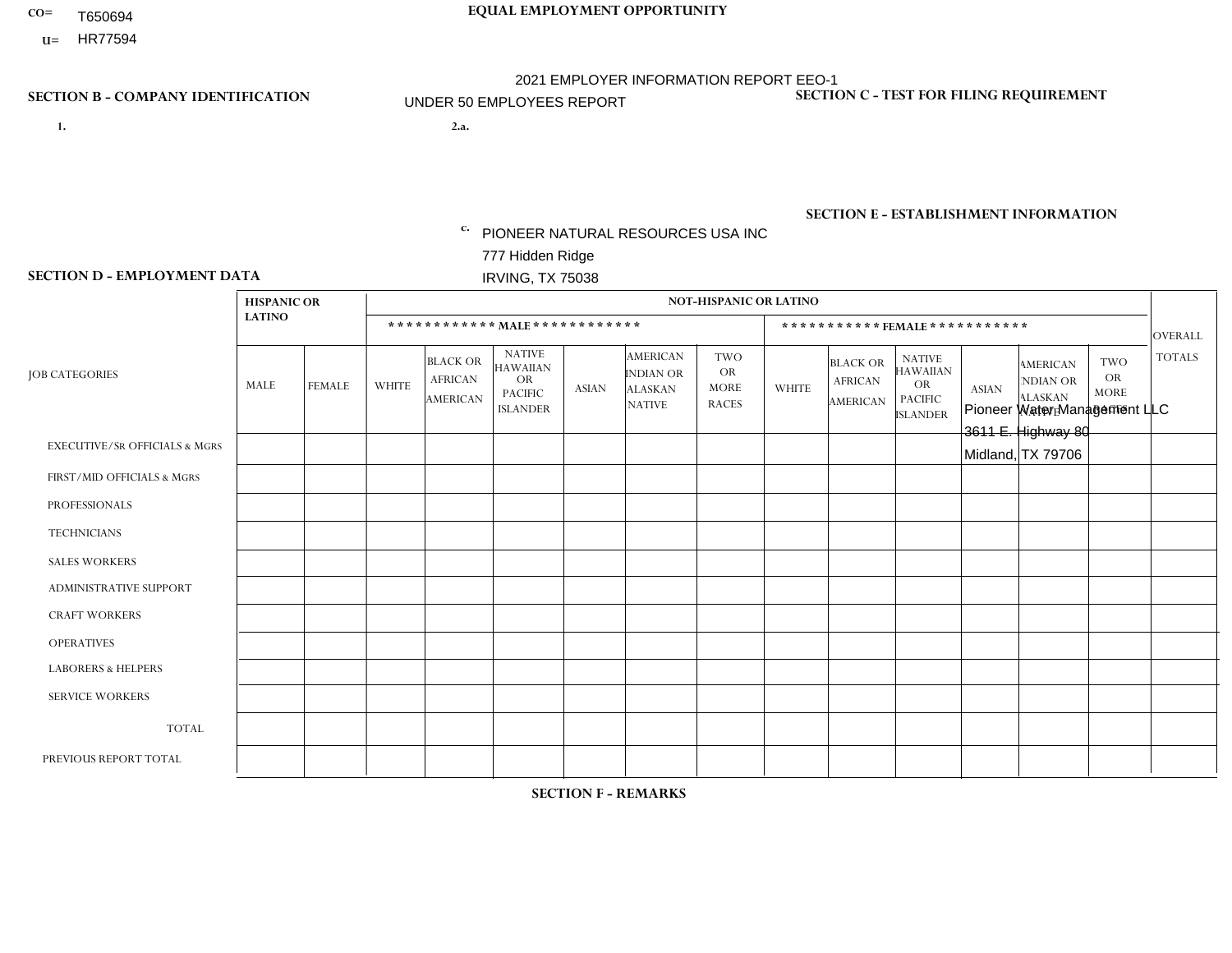CO= T650694

U= HR77594

EQUAL EMPLOYMENT OPPORTUNITY

2021 EMPLOYER INFORMATION REPORT EEO-1

UNDER 50 EMPLOYEES REPORT

## SECTION B - COMPANY IDENTIFICATION

1.

2.a.

c. PIONEER NATURAL RESOURCES USA INC
777 Hidden Ridge
IRVING, TX 75038

## SECTION C - TEST FOR FILING REQUIREMENT

## SECTION E - ESTABLISHMENT INFORMATION

Pioneer Water Management LLC
3611 E. Highway 80
Midland, TX 79706

## SECTION D - EMPLOYMENT DATA

| JOB CATEGORIES | HISPANIC OR LATINO | | NOT-HISPANIC OR LATINO | | | | | | | | | | | | OVERALL TOTALS |
|---|---|---|---|---|---|---|---|---|---|---|---|---|---|---|---|
| | | | MALE | | | | | | FEMALE | | | | | | |
| | MALE | FEMALE | WHITE | BLACK OR AFRICAN AMERICAN | NATIVE HAWAIIAN OR PACIFIC ISLANDER | ASIAN | AMERICAN INDIAN OR ALASKAN NATIVE | TWO OR MORE RACES | WHITE | BLACK OR AFRICAN AMERICAN | NATIVE HAWAIIAN OR PACIFIC ISLANDER | ASIAN | AMERICAN INDIAN OR ALASKAN NATIVE | TWO OR MORE RACES | |
| EXECUTIVE/SR OFFICIALS & MGRS | | | | | | | | | | | | | | | |
| FIRST/MID OFFICIALS & MGRS | | | | | | | | | | | | | | | |
| PROFESSIONALS | | | | | | | | | | | | | | | |
| TECHNICIANS | | | | | | | | | | | | | | | |
| SALES WORKERS | | | | | | | | | | | | | | | |
| ADMINISTRATIVE SUPPORT | | | | | | | | | | | | | | | |
| CRAFT WORKERS | | | | | | | | | | | | | | | |
| OPERATIVES | | | | | | | | | | | | | | | |
| LABORERS & HELPERS | | | | | | | | | | | | | | | |
| SERVICE WORKERS | | | | | | | | | | | | | | | |
| TOTAL | | | | | | | | | | | | | | | |
| PREVIOUS REPORT TOTAL | | | | | | | | | | | | | | | |

## SECTION F - REMARKS